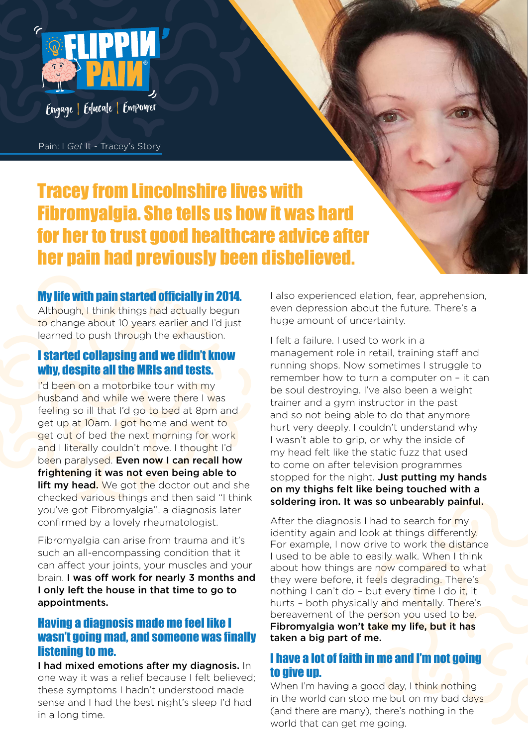FLIPPIN' PAIN®

Engage | Educate | Empower

Pain: I *Get* It - Tracey's Story

# Tracey from Lincolnshire lives with Fibromyalgia. She tells us how it was hard for her to trust good healthcare advice after her pain had previously been disbelieved.

## My life with pain started officially in 2014.

Although, I think things had actually begun to change about 10 years earlier and I'd just learned to push through the exhaustion.

## I started collapsing and we didn't know why, despite all the MRIs and tests.

I'd been on a motorbike tour with my husband and while we were there I was feeling so ill that I'd go to bed at 8pm and get up at 10am. I got home and went to get out of bed the next morning for work and I literally couldn't move. I thought I'd been paralysed. **Even now I can recall how frightening it was not even being able to lift my head.** We got the doctor out and she checked various things and then said "I think you've got Fibromyalgia", a diagnosis later confirmed by a lovely rheumatologist.

Fibromyalgia can arise from trauma and it's such an all-encompassing condition that it can affect your joints, your muscles and your brain. **I was off work for nearly 3 months and I only left the house in that time to go to appointments.**

## Having a diagnosis made me feel like I wasn't going mad, and someone was finally listening to me.

**I had mixed emotions after my diagnosis.** In one way it was a relief because I felt believed; these symptoms I hadn't understood made sense and I had the best night's sleep I'd had in a long time.

I also experienced elation, fear, apprehension, even depression about the future. There's a huge amount of uncertainty.

I felt a failure. I used to work in a management role in retail, training staff and running shops. Now sometimes I struggle to remember how to turn a computer on – it can be soul destroying. I've also been a weight trainer and a gym instructor in the past and so not being able to do that anymore hurt very deeply. I couldn't understand why I wasn't able to grip, or why the inside of my head felt like the static fuzz that used to come on after television programmes stopped for the night. **Just putting my hands on my thighs felt like being touched with a soldering iron. It was so unbearably painful.**

After the diagnosis I had to search for my identity again and look at things differently. For example, I now drive to work the distance I used to be able to easily walk. When I think about how things are now compared to what they were before, it feels degrading. There's nothing I can't do – but every time I do it, it hurts – both physically and mentally. There's bereavement of the person you used to be. **Fibromyalgia won't take my life, but it has taken a big part of me.**

## I have a lot of faith in me and I'm not going to give up.

When I'm having a good day, I think nothing in the world can stop me but on my bad days (and there are many), there's nothing in the world that can get me going.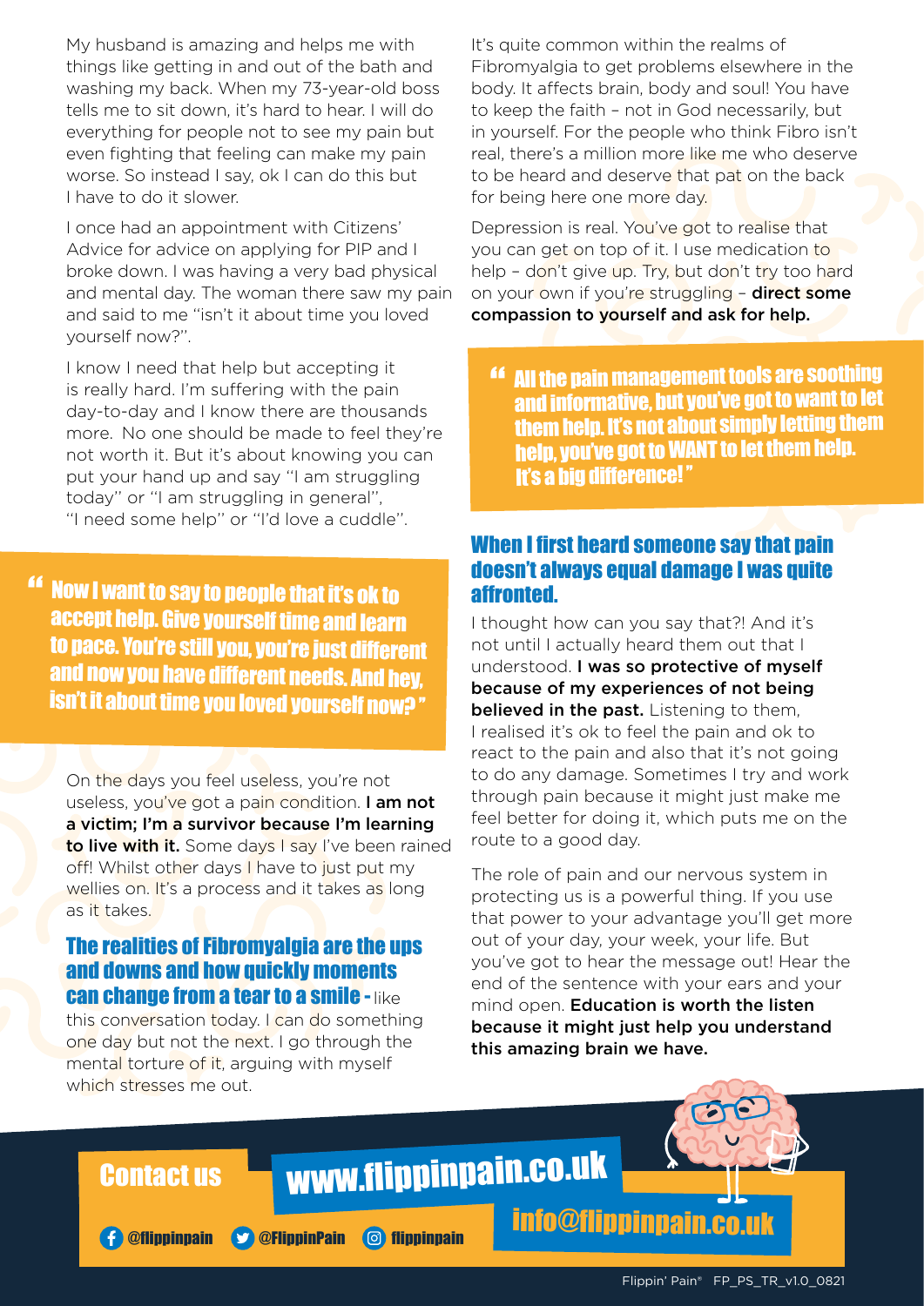My husband is amazing and helps me with things like getting in and out of the bath and washing my back. When my 73-year-old boss tells me to sit down, it's hard to hear. I will do everything for people not to see my pain but even fighting that feeling can make my pain worse. So instead I say, ok I can do this but I have to do it slower.

I once had an appointment with Citizens' Advice for advice on applying for PIP and I broke down. I was having a very bad physical and mental day. The woman there saw my pain and said to me "isn't it about time you loved yourself now?".

I know I need that help but accepting it is really hard. I'm suffering with the pain day-to-day and I know there are thousands more. No one should be made to feel they're not worth it. But it's about knowing you can put your hand up and say "I am struggling today" or "I am struggling in general", "I need some help" or "I'd love a cuddle".

> **"Now I want to say to people that it's ok to accept help. Give yourself time and learn to pace. You're still you, you're just different and now you have different needs. And hey, isn't it about time you loved yourself now?"**

On the days you feel useless, you're not useless, you've got a pain condition. **I am not a victim; I'm a survivor because I'm learning to live with it.** Some days I say I've been rained off! Whilst other days I have to just put my wellies on. It's a process and it takes as long as it takes.

**The realities of Fibromyalgia are the ups and downs and how quickly moments can change from a tear to a smile -** like this conversation today. I can do something one day but not the next. I go through the mental torture of it, arguing with myself which stresses me out.

It's quite common within the realms of Fibromyalgia to get problems elsewhere in the body. It affects brain, body and soul! You have to keep the faith – not in God necessarily, but in yourself. For the people who think Fibro isn't real, there's a million more like me who deserve to be heard and deserve that pat on the back for being here one more day.

Depression is real. You've got to realise that you can get on top of it. I use medication to help – don't give up. Try, but don't try too hard on your own if you're struggling – **direct some compassion to yourself and ask for help.**

> **"All the pain management tools are soothing and informative, but you've got to want to let them help. It's not about simply letting them help, you've got to WANT to let them help. It's a big difference!"**

## When I first heard someone say that pain doesn't always equal damage I was quite affronted.

I thought how can you say that?! And it's not until I actually heard them out that I understood. **I was so protective of myself because of my experiences of not being believed in the past.** Listening to them, I realised it's ok to feel the pain and ok to react to the pain and also that it's not going to do any damage. Sometimes I try and work through pain because it might just make me feel better for doing it, which puts me on the route to a good day.

The role of pain and our nervous system in protecting us is a powerful thing. If you use that power to your advantage you'll get more out of your day, your week, your life. But you've got to hear the message out! Hear the end of the sentence with your ears and your mind open. **Education is worth the listen because it might just help you understand this amazing brain we have.**

## Contact us

www.flippinpain.co.uk

info@flippinpain.co.uk

@flippinpain @FlippinPain flippinpain

Flippin' Pain® FP_PS_TR_v1.0_0821